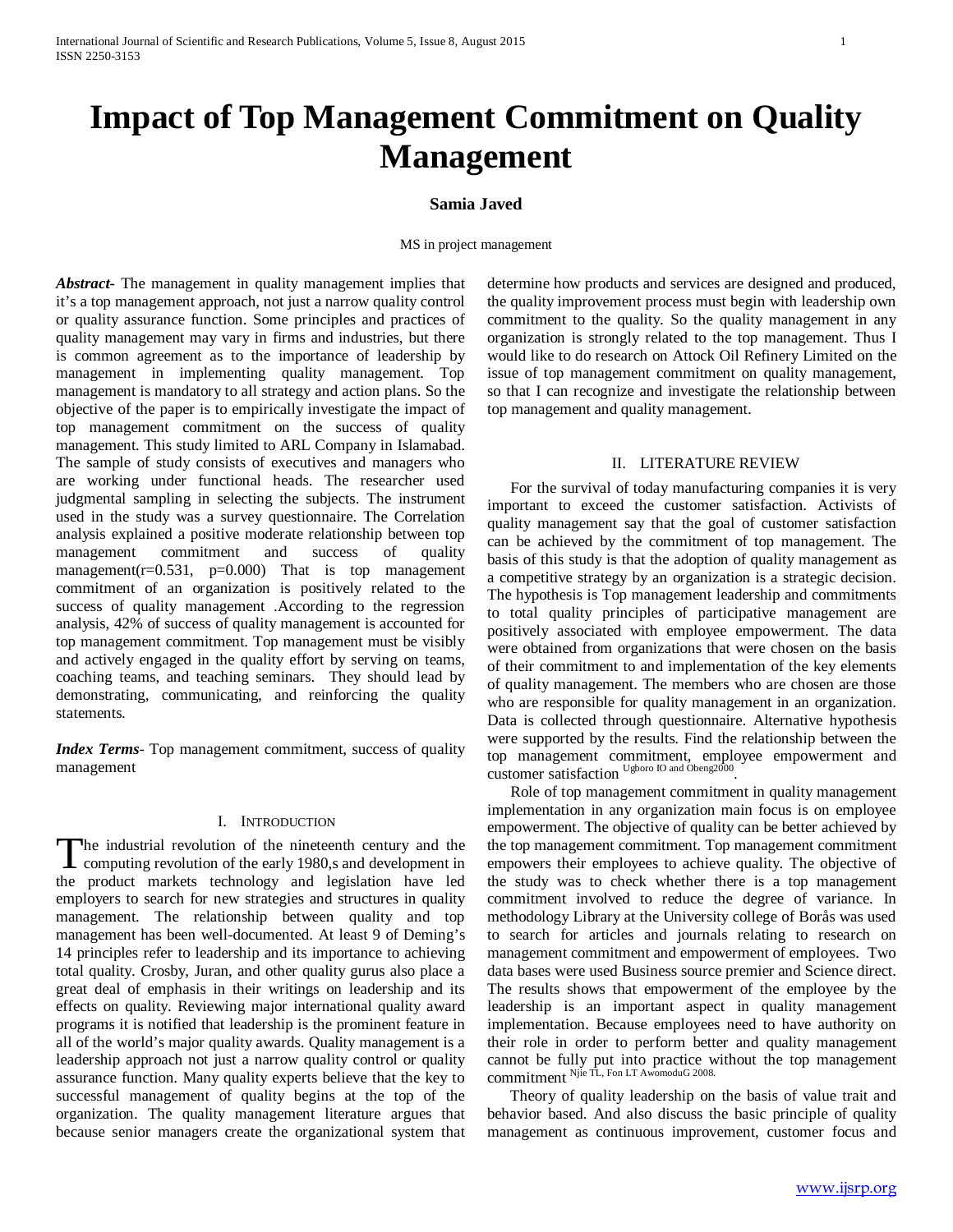# Impact of Top Management Commitment on Quality Management

**Samia Javed**

MS in project management

***Abstract*-** The management in quality management implies that it's a top management approach, not just a narrow quality control or quality assurance function. Some principles and practices of quality management may vary in firms and industries, but there is common agreement as to the importance of leadership by management in implementing quality management. Top management is mandatory to all strategy and action plans. So the objective of the paper is to empirically investigate the impact of top management commitment on the success of quality management. This study limited to ARL Company in Islamabad. The sample of study consists of executives and managers who are working under functional heads. The researcher used judgmental sampling in selecting the subjects. The instrument used in the study was a survey questionnaire. The Correlation analysis explained a positive moderate relationship between top management commitment and success of quality management(r=0.531, p=0.000) That is top management commitment of an organization is positively related to the success of quality management .According to the regression analysis, 42% of success of quality management is accounted for top management commitment. Top management must be visibly and actively engaged in the quality effort by serving on teams, coaching teams, and teaching seminars. They should lead by demonstrating, communicating, and reinforcing the quality statements.

***Index Terms*-** Top management commitment, success of quality management

## I. Introduction

The industrial revolution of the nineteenth century and the computing revolution of the early 1980,s and development in the product markets technology and legislation have led employers to search for new strategies and structures in quality management. The relationship between quality and top management has been well-documented. At least 9 of Deming's 14 principles refer to leadership and its importance to achieving total quality. Crosby, Juran, and other quality gurus also place a great deal of emphasis in their writings on leadership and its effects on quality. Reviewing major international quality award programs it is notified that leadership is the prominent feature in all of the world's major quality awards. Quality management is a leadership approach not just a narrow quality control or quality assurance function. Many quality experts believe that the key to successful management of quality begins at the top of the organization. The quality management literature argues that because senior managers create the organizational system that determine how products and services are designed and produced, the quality improvement process must begin with leadership own commitment to the quality. So the quality management in any organization is strongly related to the top management. Thus I would like to do research on Attock Oil Refinery Limited on the issue of top management commitment on quality management, so that I can recognize and investigate the relationship between top management and quality management.

## II. Literature Review

For the survival of today manufacturing companies it is very important to exceed the customer satisfaction. Activists of quality management say that the goal of customer satisfaction can be achieved by the commitment of top management. The basis of this study is that the adoption of quality management as a competitive strategy by an organization is a strategic decision. The hypothesis is Top management leadership and commitments to total quality principles of participative management are positively associated with employee empowerment. The data were obtained from organizations that were chosen on the basis of their commitment to and implementation of the key elements of quality management. The members who are chosen are those who are responsible for quality management in an organization. Data is collected through questionnaire. Alternative hypothesis were supported by the results. Find the relationship between the top management commitment, employee empowerment and customer satisfaction [Ugboro IO and Obeng2000].

Role of top management commitment in quality management implementation in any organization main focus is on employee empowerment. The objective of quality can be better achieved by the top management commitment. Top management commitment empowers their employees to achieve quality. The objective of the study was to check whether there is a top management commitment involved to reduce the degree of variance. In methodology Library at the University college of Borås was used to search for articles and journals relating to research on management commitment and empowerment of employees. Two data bases were used Business source premier and Science direct. The results shows that empowerment of the employee by the leadership is an important aspect in quality management implementation. Because employees need to have authority on their role in order to perform better and quality management cannot be fully put into practice without the top management commitment [Njie TL, Fon LT AwomoduG 2008.]

Theory of quality leadership on the basis of value trait and behavior based. And also discuss the basic principle of quality management as continuous improvement, customer focus and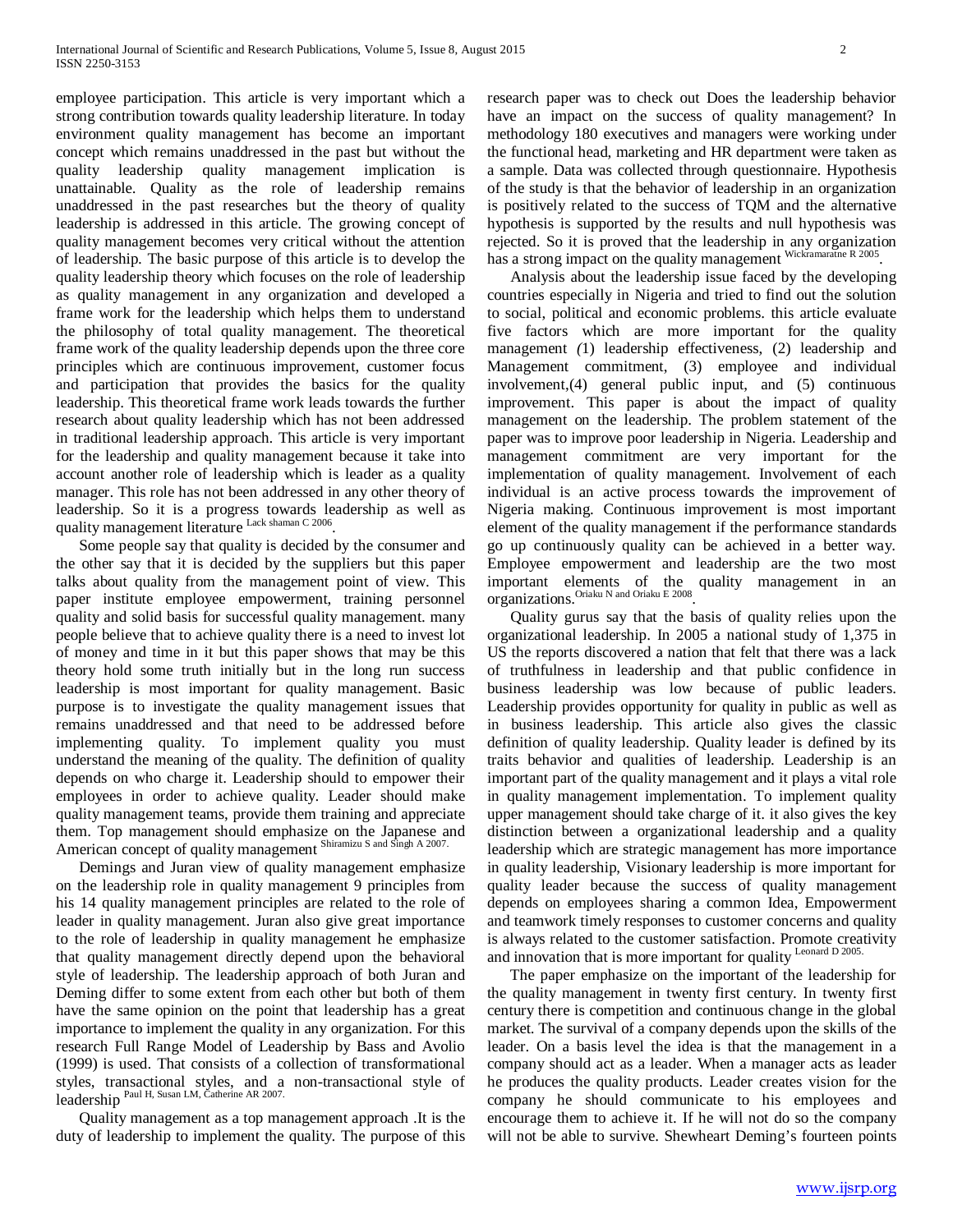employee participation. This article is very important which a strong contribution towards quality leadership literature. In today environment quality management has become an important concept which remains unaddressed in the past but without the quality leadership quality management implication is unattainable. Quality as the role of leadership remains unaddressed in the past researches but the theory of quality leadership is addressed in this article. The growing concept of quality management becomes very critical without the attention of leadership. The basic purpose of this article is to develop the quality leadership theory which focuses on the role of leadership as quality management in any organization and developed a frame work for the leadership which helps them to understand the philosophy of total quality management. The theoretical frame work of the quality leadership depends upon the three core principles which are continuous improvement, customer focus and participation that provides the basics for the quality leadership. This theoretical frame work leads towards the further research about quality leadership which has not been addressed in traditional leadership approach. This article is very important for the leadership and quality management because it take into account another role of leadership which is leader as a quality manager. This role has not been addressed in any other theory of leadership. So it is a progress towards leadership as well as quality management literature [Lack shaman C 2006].

Some people say that quality is decided by the consumer and the other say that it is decided by the suppliers but this paper talks about quality from the management point of view. This paper institute employee empowerment, training personnel quality and solid basis for successful quality management. many people believe that to achieve quality there is a need to invest lot of money and time in it but this paper shows that may be this theory hold some truth initially but in the long run success leadership is most important for quality management. Basic purpose is to investigate the quality management issues that remains unaddressed and that need to be addressed before implementing quality. To implement quality you must understand the meaning of the quality. The definition of quality depends on who charge it. Leadership should to empower their employees in order to achieve quality. Leader should make quality management teams, provide them training and appreciate them. Top management should emphasize on the Japanese and American concept of quality management [Shiramizu S and Singh A 2007.]

Demings and Juran view of quality management emphasize on the leadership role in quality management 9 principles from his 14 quality management principles are related to the role of leader in quality management. Juran also give great importance to the role of leadership in quality management he emphasize that quality management directly depend upon the behavioral style of leadership. The leadership approach of both Juran and Deming differ to some extent from each other but both of them have the same opinion on the point that leadership has a great importance to implement the quality in any organization. For this research Full Range Model of Leadership by Bass and Avolio (1999) is used. That consists of a collection of transformational styles, transactional styles, and a non-transactional style of leadership [Paul H, Susan LM, Catherine AR 2007.]

Quality management as a top management approach .It is the duty of leadership to implement the quality. The purpose of this research paper was to check out Does the leadership behavior have an impact on the success of quality management? In methodology 180 executives and managers were working under the functional head, marketing and HR department were taken as a sample. Data was collected through questionnaire. Hypothesis of the study is that the behavior of leadership in an organization is positively related to the success of TQM and the alternative hypothesis is supported by the results and null hypothesis was rejected. So it is proved that the leadership in any organization has a strong impact on the quality management [Wickramaratne R 2005].

Analysis about the leadership issue faced by the developing countries especially in Nigeria and tried to find out the solution to social, political and economic problems. this article evaluate five factors which are more important for the quality management *(*1) leadership effectiveness, (2) leadership and Management commitment, (3) employee and individual involvement,(4) general public input, and (5) continuous improvement. This paper is about the impact of quality management on the leadership. The problem statement of the paper was to improve poor leadership in Nigeria. Leadership and management commitment are very important for the implementation of quality management. Involvement of each individual is an active process towards the improvement of Nigeria making. Continuous improvement is most important element of the quality management if the performance standards go up continuously quality can be achieved in a better way. Employee empowerment and leadership are the two most important elements of the quality management in an organizations.[Oriaku N and Oriaku E 2008].

Quality gurus say that the basis of quality relies upon the organizational leadership. In 2005 a national study of 1,375 in US the reports discovered a nation that felt that there was a lack of truthfulness in leadership and that public confidence in business leadership was low because of public leaders. Leadership provides opportunity for quality in public as well as in business leadership. This article also gives the classic definition of quality leadership. Quality leader is defined by its traits behavior and qualities of leadership. Leadership is an important part of the quality management and it plays a vital role in quality management implementation. To implement quality upper management should take charge of it. it also gives the key distinction between a organizational leadership and a quality leadership which are strategic management has more importance in quality leadership, Visionary leadership is more important for quality leader because the success of quality management depends on employees sharing a common Idea, Empowerment and teamwork timely responses to customer concerns and quality is always related to the customer satisfaction. Promote creativity and innovation that is more important for quality [Leonard D 2005.]

The paper emphasize on the important of the leadership for the quality management in twenty first century. In twenty first century there is competition and continuous change in the global market. The survival of a company depends upon the skills of the leader. On a basis level the idea is that the management in a company should act as a leader. When a manager acts as leader he produces the quality products. Leader creates vision for the company he should communicate to his employees and encourage them to achieve it. If he will not do so the company will not be able to survive. Shewheart Deming's fourteen points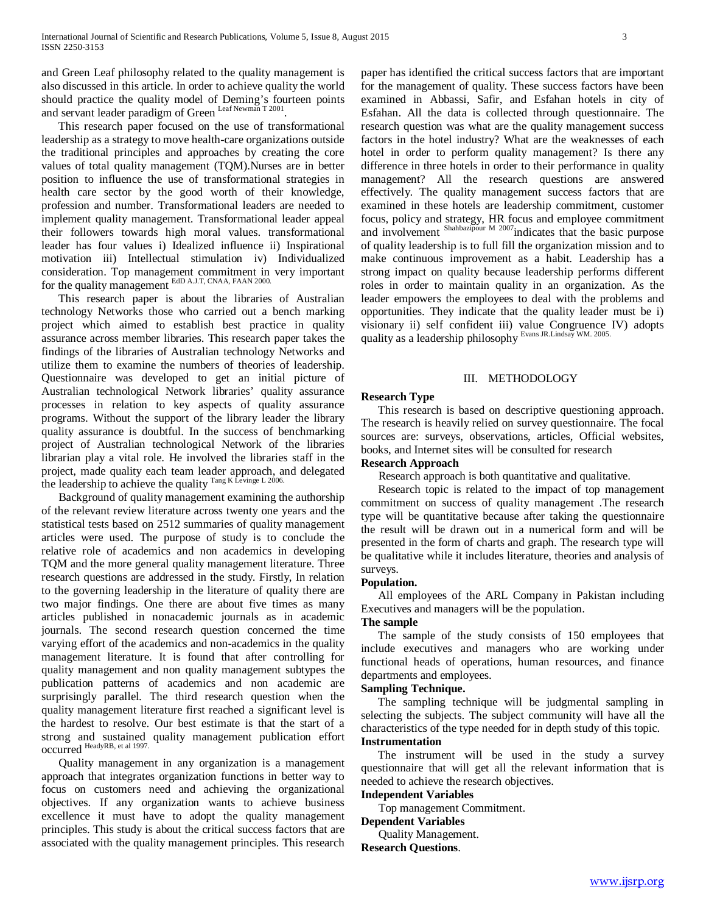and Green Leaf philosophy related to the quality management is also discussed in this article. In order to achieve quality the world should practice the quality model of Deming's fourteen points and servant leader paradigm of Green [Leaf Newman T 2001].

This research paper focused on the use of transformational leadership as a strategy to move health-care organizations outside the traditional principles and approaches by creating the core values of total quality management (TQM).Nurses are in better position to influence the use of transformational strategies in health care sector by the good worth of their knowledge, profession and number. Transformational leaders are needed to implement quality management. Transformational leader appeal their followers towards high moral values. transformational leader has four values i) Idealized influence ii) Inspirational motivation iii) Intellectual stimulation iv) Individualized consideration. Top management commitment in very important for the quality management [EdD A.J.T, CNAA, FAAN 2000.]

This research paper is about the libraries of Australian technology Networks those who carried out a bench marking project which aimed to establish best practice in quality assurance across member libraries. This research paper takes the findings of the libraries of Australian technology Networks and utilize them to examine the numbers of theories of leadership. Questionnaire was developed to get an initial picture of Australian technological Network libraries' quality assurance processes in relation to key aspects of quality assurance programs. Without the support of the library leader the library quality assurance is doubtful. In the success of benchmarking project of Australian technological Network of the libraries librarian play a vital role. He involved the libraries staff in the project, made quality each team leader approach, and delegated the leadership to achieve the quality [Tang K Levinge L 2006.]

Background of quality management examining the authorship of the relevant review literature across twenty one years and the statistical tests based on 2512 summaries of quality management articles were used. The purpose of study is to conclude the relative role of academics and non academics in developing TQM and the more general quality management literature. Three research questions are addressed in the study. Firstly, In relation to the governing leadership in the literature of quality there are two major findings. One there are about five times as many articles published in nonacademic journals as in academic journals. The second research question concerned the time varying effort of the academics and non-academics in the quality management literature. It is found that after controlling for quality management and non quality management subtypes the publication patterns of academics and non academic are surprisingly parallel. The third research question when the quality management literature first reached a significant level is the hardest to resolve. Our best estimate is that the start of a strong and sustained quality management publication effort occurred [HeadyRB, et al 1997.]

Quality management in any organization is a management approach that integrates organization functions in better way to focus on customers need and achieving the organizational objectives. If any organization wants to achieve business excellence it must have to adopt the quality management principles. This study is about the critical success factors that are associated with the quality management principles. This research paper has identified the critical success factors that are important for the management of quality. These success factors have been examined in Abbassi, Safir, and Esfahan hotels in city of Esfahan. All the data is collected through questionnaire. The research question was what are the quality management success factors in the hotel industry? What are the weaknesses of each hotel in order to perform quality management? Is there any difference in three hotels in order to their performance in quality management? All the research questions are answered effectively. The quality management success factors that are examined in these hotels are leadership commitment, customer focus, policy and strategy, HR focus and employee commitment and involvement [Shahbazipour M 2007]indicates that the basic purpose of quality leadership is to full fill the organization mission and to make continuous improvement as a habit. Leadership has a strong impact on quality because leadership performs different roles in order to maintain quality in an organization. As the leader empowers the employees to deal with the problems and opportunities. They indicate that the quality leader must be i) visionary ii) self confident iii) value Congruence IV) adopts quality as a leadership philosophy [Evans JR.Lindsay WM. 2005.]

## III. METHODOLOGY

**Research Type**

This research is based on descriptive questioning approach. The research is heavily relied on survey questionnaire. The focal sources are: surveys, observations, articles, Official websites, books, and Internet sites will be consulted for research

**Research Approach**

Research approach is both quantitative and qualitative.

Research topic is related to the impact of top management commitment on success of quality management .The research type will be quantitative because after taking the questionnaire the result will be drawn out in a numerical form and will be presented in the form of charts and graph. The research type will be qualitative while it includes literature, theories and analysis of surveys.

**Population.**

All employees of the ARL Company in Pakistan including Executives and managers will be the population.

**The sample**

The sample of the study consists of 150 employees that include executives and managers who are working under functional heads of operations, human resources, and finance departments and employees.

**Sampling Technique.**

The sampling technique will be judgmental sampling in selecting the subjects. The subject community will have all the characteristics of the type needed for in depth study of this topic.

**Instrumentation**

The instrument will be used in the study a survey questionnaire that will get all the relevant information that is needed to achieve the research objectives.

**Independent Variables**

Top management Commitment.

**Dependent Variables**

Quality Management.

**Research Questions**.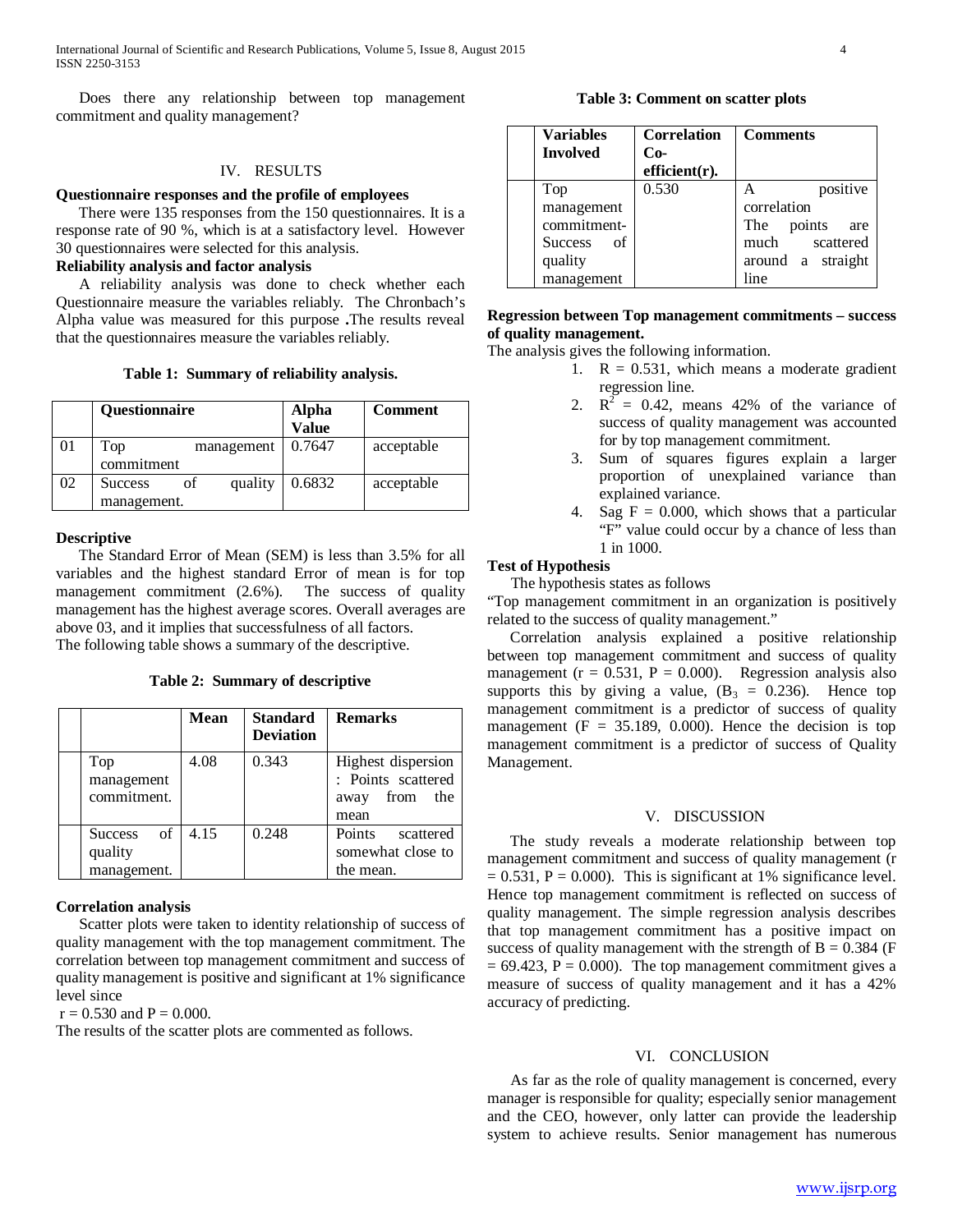Does there any relationship between top management commitment and quality management?

## IV. RESULTS

**Questionnaire responses and the profile of employees**

There were 135 responses from the 150 questionnaires. It is a response rate of 90 %, which is at a satisfactory level. However 30 questionnaires were selected for this analysis.

**Reliability analysis and factor analysis**

A reliability analysis was done to check whether each Questionnaire measure the variables reliably. The Chronbach's Alpha value was measured for this purpose **.**The results reveal that the questionnaires measure the variables reliably.

**Table 1: Summary of reliability analysis.**

| | Questionnaire | Alpha Value | Comment |
|---|---|---|---|
| 01 | Top management commitment | 0.7647 | acceptable |
| 02 | Success of quality management. | 0.6832 | acceptable |

**Descriptive**

The Standard Error of Mean (SEM) is less than 3.5% for all variables and the highest standard Error of mean is for top management commitment (2.6%). The success of quality management has the highest average scores. Overall averages are above 03, and it implies that successfulness of all factors.
The following table shows a summary of the descriptive.

**Table 2: Summary of descriptive**

| | Mean | Standard Deviation | Remarks |
|---|---|---|---|
| Top management commitment. | 4.08 | 0.343 | Highest dispersion : Points scattered away from the mean |
| Success of quality management. | 4.15 | 0.248 | Points scattered somewhat close to the mean. |

**Correlation analysis**

Scatter plots were taken to identity relationship of success of quality management with the top management commitment. The correlation between top management commitment and success of quality management is positive and significant at 1% significance level since

$r = 0.530$ and $P = 0.000$.
The results of the scatter plots are commented as follows.

**Table 3: Comment on scatter plots**

| Variables Involved | Correlation Co-efficient(r). | Comments |
|---|---|---|
| Top management commitment-Success of quality management | 0.530 | A positive correlation The points are much scattered around a straight line |

**Regression between Top management commitments – success of quality management.**

The analysis gives the following information.

1. $R = 0.531$, which means a moderate gradient regression line.
2. $R^2 = 0.42$, means 42% of the variance of success of quality management was accounted for by top management commitment.
3. Sum of squares figures explain a larger proportion of unexplained variance than explained variance.
4. Sag $F = 0.000$, which shows that a particular "F" value could occur by a chance of less than 1 in 1000.

**Test of Hypothesis**

The hypothesis states as follows

"Top management commitment in an organization is positively related to the success of quality management."

Correlation analysis explained a positive relationship between top management commitment and success of quality management ($r = 0.531$, $P = 0.000$). Regression analysis also supports this by giving a value, ($B_3 = 0.236$). Hence top management commitment is a predictor of success of quality management ($F = 35.189$, 0.000). Hence the decision is top management commitment is a predictor of success of Quality Management.

## V. DISCUSSION

The study reveals a moderate relationship between top management commitment and success of quality management ($r = 0.531$, $P = 0.000$). This is significant at 1% significance level. Hence top management commitment is reflected on success of quality management. The simple regression analysis describes that top management commitment has a positive impact on success of quality management with the strength of $B = 0.384$ ($F = 69.423$, $P = 0.000$). The top management commitment gives a measure of success of quality management and it has a 42% accuracy of predicting.

## VI. CONCLUSION

As far as the role of quality management is concerned, every manager is responsible for quality; especially senior management and the CEO, however, only latter can provide the leadership system to achieve results. Senior management has numerous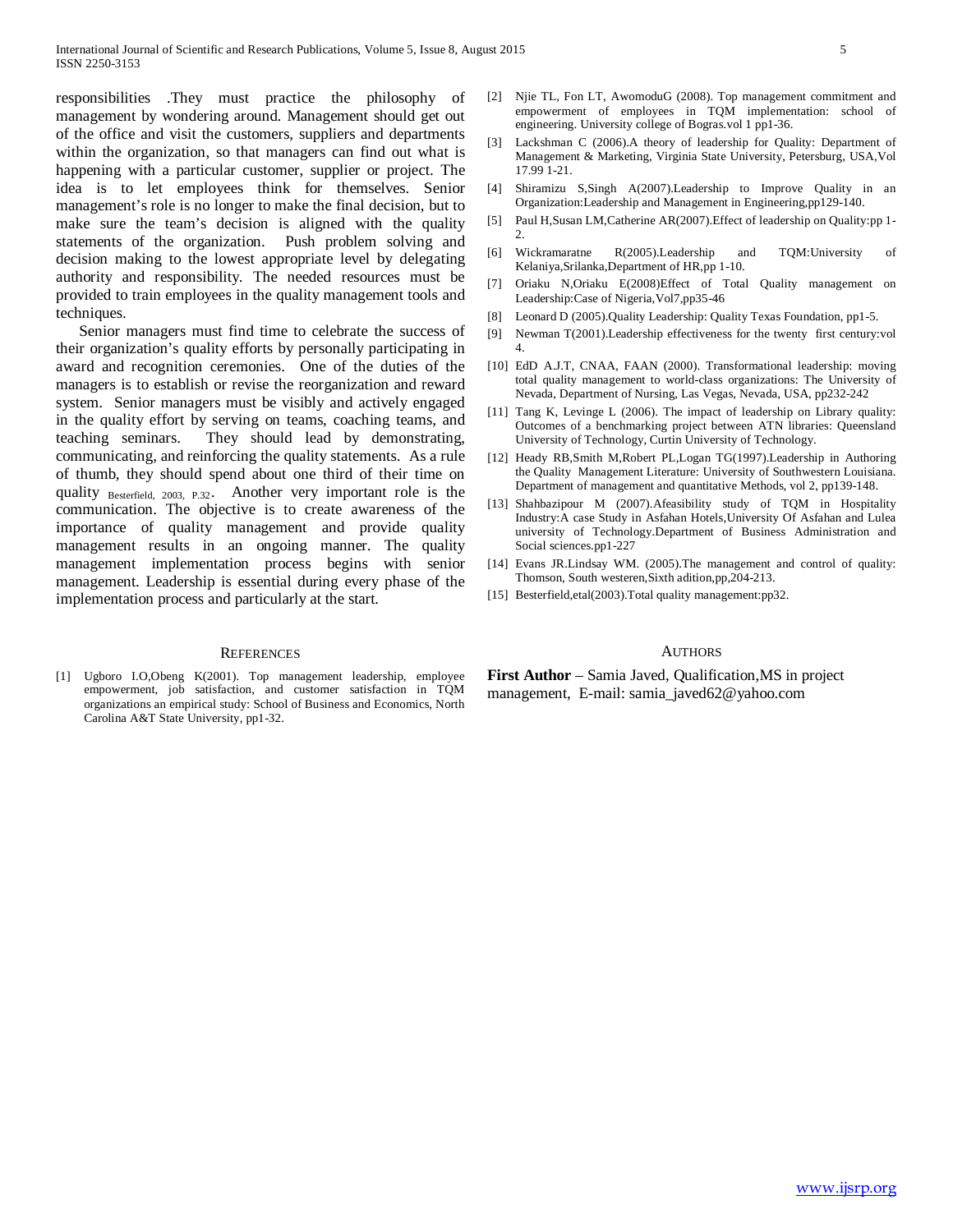responsibilities .They must practice the philosophy of management by wondering around. Management should get out of the office and visit the customers, suppliers and departments within the organization, so that managers can find out what is happening with a particular customer, supplier or project. The idea is to let employees think for themselves. Senior management's role is no longer to make the final decision, but to make sure the team's decision is aligned with the quality statements of the organization. Push problem solving and decision making to the lowest appropriate level by delegating authority and responsibility. The needed resources must be provided to train employees in the quality management tools and techniques.

Senior managers must find time to celebrate the success of their organization's quality efforts by personally participating in award and recognition ceremonies. One of the duties of the managers is to establish or revise the reorganization and reward system. Senior managers must be visibly and actively engaged in the quality effort by serving on teams, coaching teams, and teaching seminars. They should lead by demonstrating, communicating, and reinforcing the quality statements. As a rule of thumb, they should spend about one third of their time on quality Besterfield, 2003, P.32. Another very important role is the communication. The objective is to create awareness of the importance of quality management and provide quality management results in an ongoing manner. The quality management implementation process begins with senior management. Leadership is essential during every phase of the implementation process and particularly at the start.

## References

[1] Ugboro I.O,Obeng K(2001). Top management leadership, employee empowerment, job satisfaction, and customer satisfaction in TQM organizations an empirical study: School of Business and Economics, North Carolina A&T State University, pp1-32.

[2] Njie TL, Fon LT, AwomoduG (2008). Top management commitment and empowerment of employees in TQM implementation: school of engineering. University college of Bogras.vol 1 pp1-36.

[3] Lackshman C (2006).A theory of leadership for Quality: Department of Management & Marketing, Virginia State University, Petersburg, USA,Vol 17.99 1-21.

[4] Shiramizu S,Singh A(2007).Leadership to Improve Quality in an Organization:Leadership and Management in Engineering,pp129-140.

[5] Paul H,Susan LM,Catherine AR(2007).Effect of leadership on Quality:pp 1-2.

[6] Wickramaratne R(2005).Leadership and TQM:University of Kelaniya,Srilanka,Department of HR,pp 1-10.

[7] Oriaku N,Oriaku E(2008)Effect of Total Quality management on Leadership:Case of Nigeria,Vol7,pp35-46

[8] Leonard D (2005).Quality Leadership: Quality Texas Foundation, pp1-5.

[9] Newman T(2001).Leadership effectiveness for the twenty first century:vol 4.

[10] EdD A.J.T, CNAA, FAAN (2000). Transformational leadership: moving total quality management to world-class organizations: The University of Nevada, Department of Nursing, Las Vegas, Nevada, USA, pp232-242

[11] Tang K, Levinge L (2006). The impact of leadership on Library quality: Outcomes of a benchmarking project between ATN libraries: Queensland University of Technology, Curtin University of Technology.

[12] Heady RB,Smith M,Robert PL,Logan TG(1997).Leadership in Authoring the Quality Management Literature: University of Southwestern Louisiana. Department of management and quantitative Methods, vol 2, pp139-148.

[13] Shahbazipour M (2007).Afeasibility study of TQM in Hospitality Industry:A case Study in Asfahan Hotels,University Of Asfahan and Lulea university of Technology.Department of Business Administration and Social sciences.pp1-227

[14] Evans JR.Lindsay WM. (2005).The management and control of quality: Thomson, South westeren,Sixth adition,pp,204-213.

[15] Besterfield,etal(2003).Total quality management:pp32.

## Authors

**First Author** – Samia Javed, Qualification,MS in project management, E-mail: samia_javed62@yahoo.com